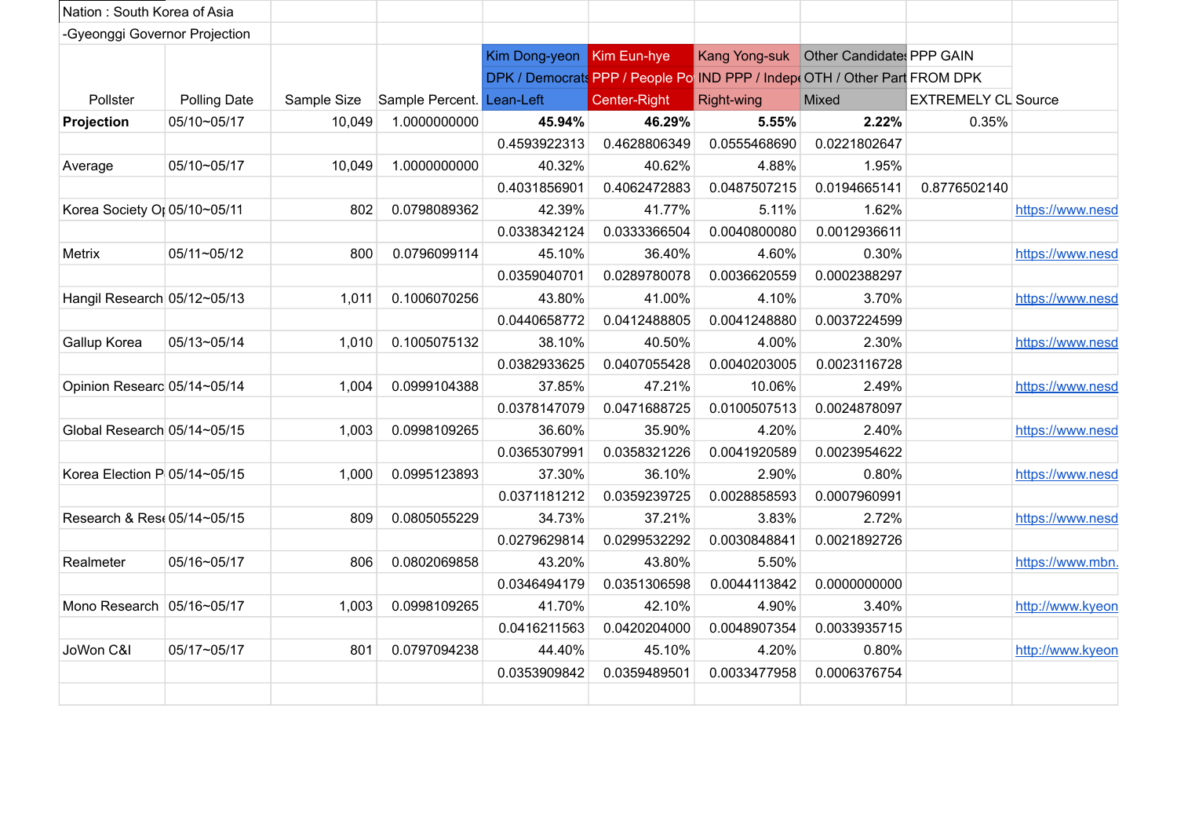Nation : South Korea of Asia

-Gyeonggi Governor Projection

| Pollster | Polling Date | Sample Size | Sample Percent. | Kim Dong-yeon | Kim Eun-hye | Kang Yong-suk | Other Candidates | PPP GAIN | Source |
|---|---|---|---|---|---|---|---|---|---|
| | | | | DPK / Democrats | PPP / People Po | IND PPP / Indepe | OTH / Other Part | FROM DPK | |
| | | | | Lean-Left | Center-Right | Right-wing | Mixed | EXTREMELY CL | |
| **Projection** | 05/10~05/17 | 10,049 | 1.0000000000 | **45.94%** | **46.29%** | **5.55%** | **2.22%** | 0.35% | |
| | | | | 0.4593922313 | 0.4628806349 | 0.0555468690 | 0.0221802647 | | |
| Average | 05/10~05/17 | 10,049 | 1.0000000000 | 40.32% | 40.62% | 4.88% | 1.95% | | |
| | | | | 0.4031856901 | 0.4062472883 | 0.0487507215 | 0.0194665141 | 0.8776502140 | |
| Korea Society Oı | 05/10~05/11 | 802 | 0.0798089362 | 42.39% | 41.77% | 5.11% | 1.62% | | https://www.nesd |
| | | | | 0.0338342124 | 0.0333366504 | 0.0040800080 | 0.0012936611 | | |
| Metrix | 05/11~05/12 | 800 | 0.0796099114 | 45.10% | 36.40% | 4.60% | 0.30% | | https://www.nesd |
| | | | | 0.0359040701 | 0.0289780078 | 0.0036620559 | 0.0002388297 | | |
| Hangil Research | 05/12~05/13 | 1,011 | 0.1006070256 | 43.80% | 41.00% | 4.10% | 3.70% | | https://www.nesd |
| | | | | 0.0440658772 | 0.0412488805 | 0.0041248880 | 0.0037224599 | | |
| Gallup Korea | 05/13~05/14 | 1,010 | 0.1005075132 | 38.10% | 40.50% | 4.00% | 2.30% | | https://www.nesd |
| | | | | 0.0382933625 | 0.0407055428 | 0.0040203005 | 0.0023116728 | | |
| Opinion Researc | 05/14~05/14 | 1,004 | 0.0999104388 | 37.85% | 47.21% | 10.06% | 2.49% | | https://www.nesd |
| | | | | 0.0378147079 | 0.0471688725 | 0.0100507513 | 0.0024878097 | | |
| Global Research | 05/14~05/15 | 1,003 | 0.0998109265 | 36.60% | 35.90% | 4.20% | 2.40% | | https://www.nesd |
| | | | | 0.0365307991 | 0.0358321226 | 0.0041920589 | 0.0023954622 | | |
| Korea Election P | 05/14~05/15 | 1,000 | 0.0995123893 | 37.30% | 36.10% | 2.90% | 0.80% | | https://www.nesd |
| | | | | 0.0371181212 | 0.0359239725 | 0.0028858593 | 0.0007960991 | | |
| Research & Rese | 05/14~05/15 | 809 | 0.0805055229 | 34.73% | 37.21% | 3.83% | 2.72% | | https://www.nesd |
| | | | | 0.0279629814 | 0.0299532292 | 0.0030848841 | 0.0021892726 | | |
| Realmeter | 05/16~05/17 | 806 | 0.0802069858 | 43.20% | 43.80% | 5.50% | | | https://www.mbn. |
| | | | | 0.0346494179 | 0.0351306598 | 0.0044113842 | 0.0000000000 | | |
| Mono Research | 05/16~05/17 | 1,003 | 0.0998109265 | 41.70% | 42.10% | 4.90% | 3.40% | | http://www.kyeon |
| | | | | 0.0416211563 | 0.0420204000 | 0.0048907354 | 0.0033935715 | | |
| JoWon C&I | 05/17~05/17 | 801 | 0.0797094238 | 44.40% | 45.10% | 4.20% | 0.80% | | http://www.kyeon |
| | | | | 0.0353909842 | 0.0359489501 | 0.0033477958 | 0.0006376754 | | |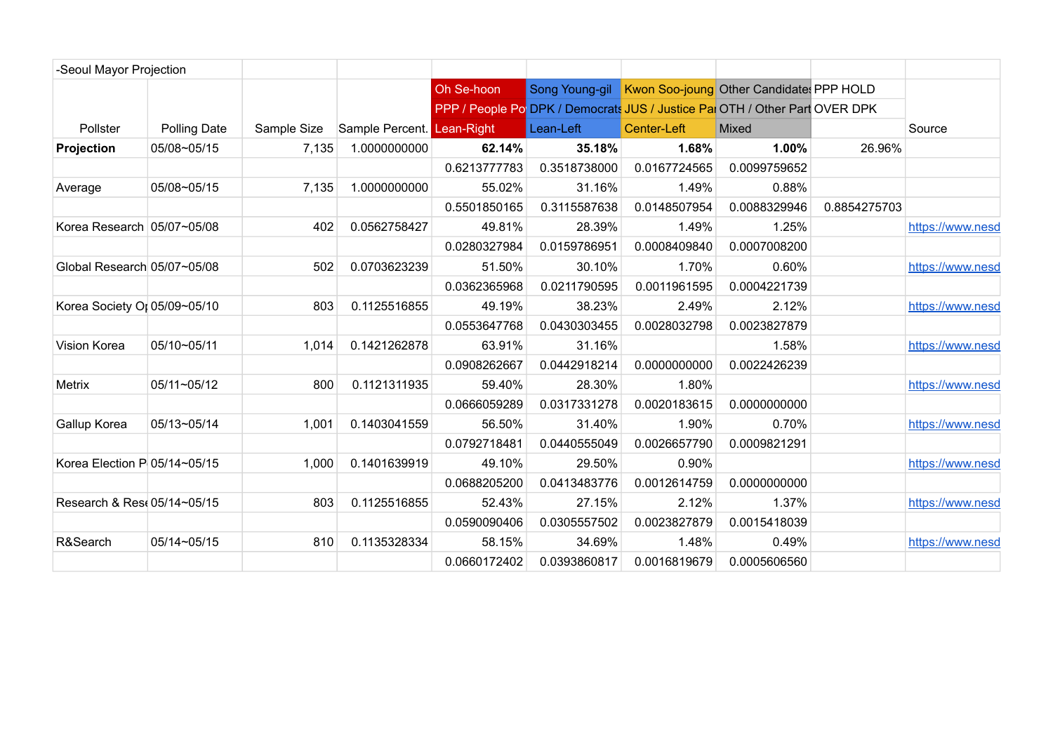| -Seoul Mayor Projection | | | | | | | | | |
|---|---|---|---|---|---|---|---|---|---|
| | | | | Oh Se-hoon | Song Young-gil | Kwon Soo-joung | Other Candidates | PPP HOLD | |
| | | | | PPP / People Po | DPK / Democrats | JUS / Justice Pa | OTH / Other Part | OVER DPK | |
| Pollster | Polling Date | Sample Size | Sample Percent. | Lean-Right | Lean-Left | Center-Left | Mixed | | Source |
| **Projection** | 05/08~05/15 | 7,135 | 1.0000000000 | **62.14%** | **35.18%** | **1.68%** | **1.00%** | 26.96% | |
| | | | | 0.6213777783 | 0.3518738000 | 0.0167724565 | 0.0099759652 | | |
| Average | 05/08~05/15 | 7,135 | 1.0000000000 | 55.02% | 31.16% | 1.49% | 0.88% | | |
| | | | | 0.5501850165 | 0.3115587638 | 0.0148507954 | 0.0088329946 | 0.8854275703 | |
| Korea Research | 05/07~05/08 | 402 | 0.0562758427 | 49.81% | 28.39% | 1.49% | 1.25% | | https://www.nesd |
| | | | | 0.0280327984 | 0.0159786951 | 0.0008409840 | 0.0007008200 | | |
| Global Research | 05/07~05/08 | 502 | 0.0703623239 | 51.50% | 30.10% | 1.70% | 0.60% | | https://www.nesd |
| | | | | 0.0362365968 | 0.0211790595 | 0.0011961595 | 0.0004221739 | | |
| Korea Society O | 05/09~05/10 | 803 | 0.1125516855 | 49.19% | 38.23% | 2.49% | 2.12% | | https://www.nesd |
| | | | | 0.0553647768 | 0.0430303455 | 0.0028032798 | 0.0023827879 | | |
| Vision Korea | 05/10~05/11 | 1,014 | 0.1421262878 | 63.91% | 31.16% | | 1.58% | | https://www.nesd |
| | | | | 0.0908262667 | 0.0442918214 | 0.0000000000 | 0.0022426239 | | |
| Metrix | 05/11~05/12 | 800 | 0.1121311935 | 59.40% | 28.30% | 1.80% | | | https://www.nesd |
| | | | | 0.0666059289 | 0.0317331278 | 0.0020183615 | 0.0000000000 | | |
| Gallup Korea | 05/13~05/14 | 1,001 | 0.1403041559 | 56.50% | 31.40% | 1.90% | 0.70% | | https://www.nesd |
| | | | | 0.0792718481 | 0.0440555049 | 0.0026657790 | 0.0009821291 | | |
| Korea Election P | 05/14~05/15 | 1,000 | 0.1401639919 | 49.10% | 29.50% | 0.90% | | | https://www.nesd |
| | | | | 0.0688205200 | 0.0413483776 | 0.0012614759 | 0.0000000000 | | |
| Research & Res | 05/14~05/15 | 803 | 0.1125516855 | 52.43% | 27.15% | 2.12% | 1.37% | | https://www.nesd |
| | | | | 0.0590090406 | 0.0305557502 | 0.0023827879 | 0.0015418039 | | |
| R&Search | 05/14~05/15 | 810 | 0.1135328334 | 58.15% | 34.69% | 1.48% | 0.49% | | https://www.nesd |
| | | | | 0.0660172402 | 0.0393860817 | 0.0016819679 | 0.0005606560 | | |